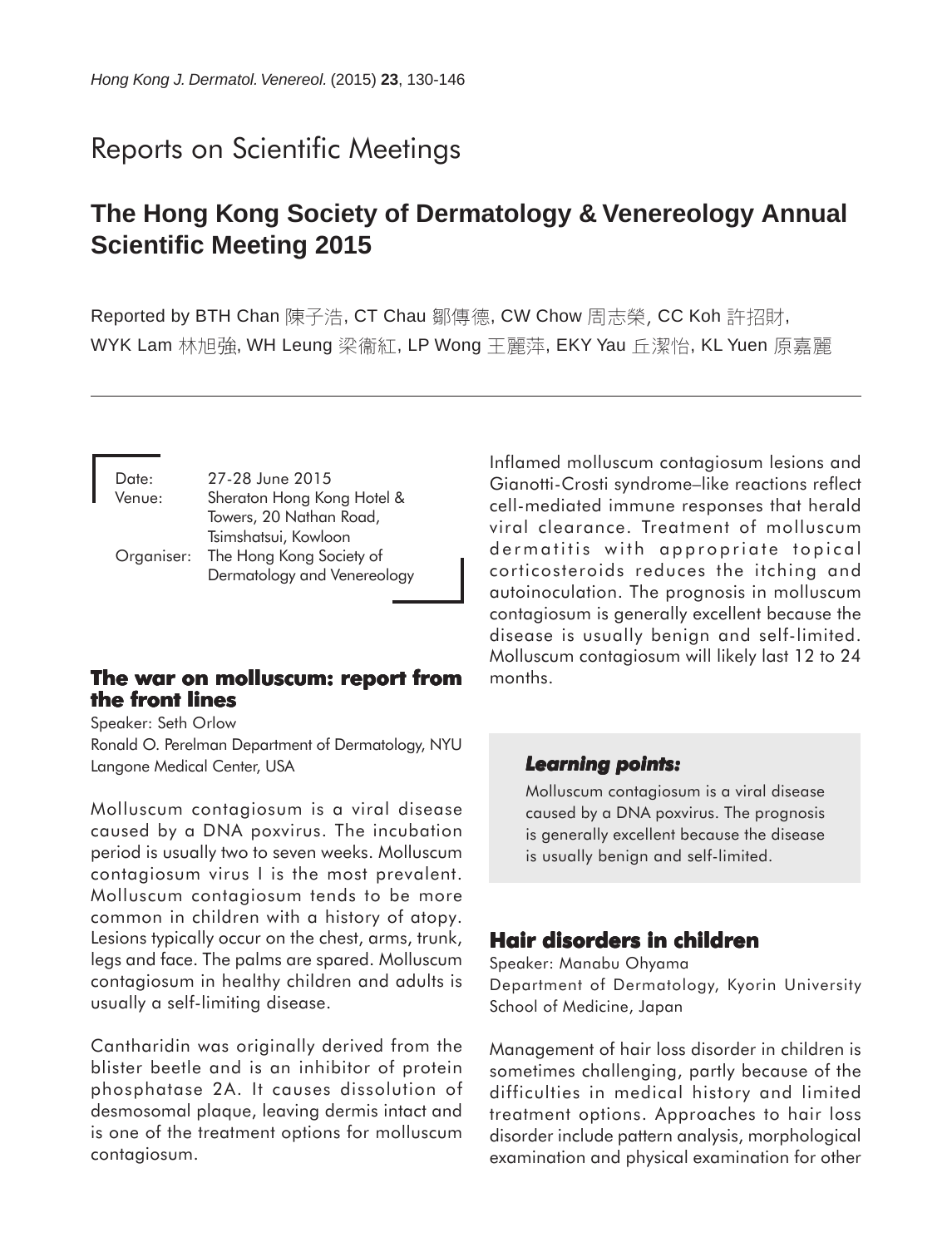Reports on Scientific Meetings

# The Hong Kong Society of Dermatology & Venereology Annual Scientific Meeting 2015

Reported by BTH Chan 陳子浩, CT Chau 鄒傳德, CW Chow 周志榮, CC Koh 許招財, WYK Lam 林旭強, WH Leung 梁衞紅, LP Wong 王麗萍, EKY Yau 丘潔怡, KL Yuen 原嘉麗

Date: 27-28 June 2015
Venue: Sheraton Hong Kong Hotel & Towers, 20 Nathan Road, Tsimshatsui, Kowloon
Organiser: The Hong Kong Society of Dermatology and Venereology

## The war on molluscum: report from the front lines

Speaker: Seth Orlow
Ronald O. Perelman Department of Dermatology, NYU Langone Medical Center, USA

Molluscum contagiosum is a viral disease caused by a DNA poxvirus. The incubation period is usually two to seven weeks. Molluscum contagiosum virus I is the most prevalent. Molluscum contagiosum tends to be more common in children with a history of atopy. Lesions typically occur on the chest, arms, trunk, legs and face. The palms are spared. Molluscum contagiosum in healthy children and adults is usually a self-limiting disease.

Cantharidin was originally derived from the blister beetle and is an inhibitor of protein phosphatase 2A. It causes dissolution of desmosomal plaque, leaving dermis intact and is one of the treatment options for molluscum contagiosum.

Inflamed molluscum contagiosum lesions and Gianotti-Crosti syndrome–like reactions reflect cell-mediated immune responses that herald viral clearance. Treatment of molluscum dermatitis with appropriate topical corticosteroids reduces the itching and autoinoculation. The prognosis in molluscum contagiosum is generally excellent because the disease is usually benign and self-limited. Molluscum contagiosum will likely last 12 to 24 months.

***Learning points:***

Molluscum contagiosum is a viral disease caused by a DNA poxvirus. The prognosis is generally excellent because the disease is usually benign and self-limited.

## Hair disorders in children

Speaker: Manabu Ohyama
Department of Dermatology, Kyorin University School of Medicine, Japan

Management of hair loss disorder in children is sometimes challenging, partly because of the difficulties in medical history and limited treatment options. Approaches to hair loss disorder include pattern analysis, morphological examination and physical examination for other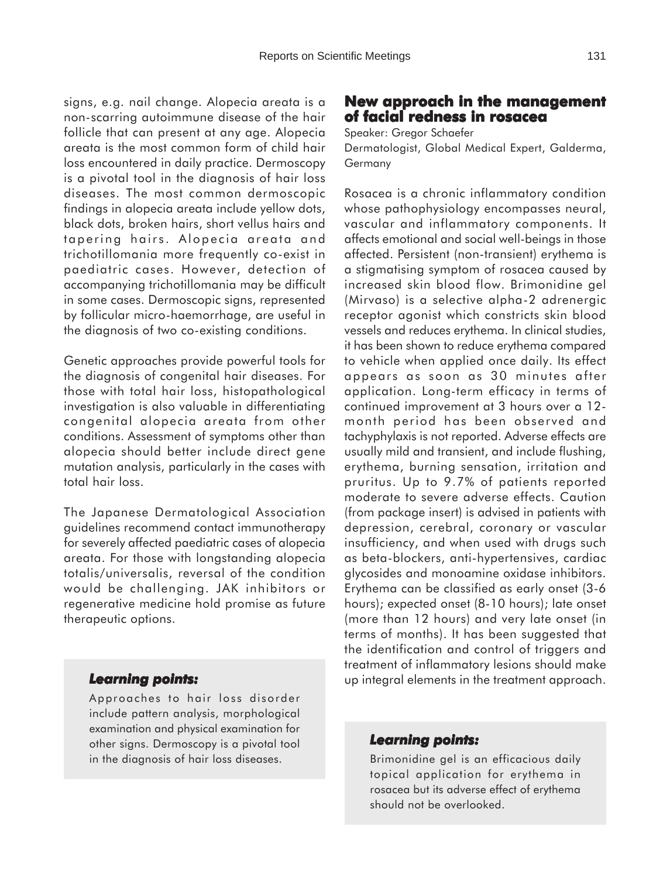signs, e.g. nail change. Alopecia areata is a non-scarring autoimmune disease of the hair follicle that can present at any age. Alopecia areata is the most common form of child hair loss encountered in daily practice. Dermoscopy is a pivotal tool in the diagnosis of hair loss diseases. The most common dermoscopic findings in alopecia areata include yellow dots, black dots, broken hairs, short vellus hairs and tapering hairs. Alopecia areata and trichotillomania more frequently co-exist in paediatric cases. However, detection of accompanying trichotillomania may be difficult in some cases. Dermoscopic signs, represented by follicular micro-haemorrhage, are useful in the diagnosis of two co-existing conditions.

Genetic approaches provide powerful tools for the diagnosis of congenital hair diseases. For those with total hair loss, histopathological investigation is also valuable in differentiating congenital alopecia areata from other conditions. Assessment of symptoms other than alopecia should better include direct gene mutation analysis, particularly in the cases with total hair loss.

The Japanese Dermatological Association guidelines recommend contact immunotherapy for severely affected paediatric cases of alopecia areata. For those with longstanding alopecia totalis/universalis, reversal of the condition would be challenging. JAK inhibitors or regenerative medicine hold promise as future therapeutic options.

***Learning points:***

Approaches to hair loss disorder include pattern analysis, morphological examination and physical examination for other signs. Dermoscopy is a pivotal tool in the diagnosis of hair loss diseases.

## New approach in the management of facial redness in rosacea

Speaker: Gregor Schaefer

Dermatologist, Global Medical Expert, Galderma, Germany

Rosacea is a chronic inflammatory condition whose pathophysiology encompasses neural, vascular and inflammatory components. It affects emotional and social well-beings in those affected. Persistent (non-transient) erythema is a stigmatising symptom of rosacea caused by increased skin blood flow. Brimonidine gel (Mirvaso) is a selective alpha-2 adrenergic receptor agonist which constricts skin blood vessels and reduces erythema. In clinical studies, it has been shown to reduce erythema compared to vehicle when applied once daily. Its effect appears as soon as 30 minutes after application. Long-term efficacy in terms of continued improvement at 3 hours over a 12-month period has been observed and tachyphylaxis is not reported. Adverse effects are usually mild and transient, and include flushing, erythema, burning sensation, irritation and pruritus. Up to 9.7% of patients reported moderate to severe adverse effects. Caution (from package insert) is advised in patients with depression, cerebral, coronary or vascular insufficiency, and when used with drugs such as beta-blockers, anti-hypertensives, cardiac glycosides and monoamine oxidase inhibitors. Erythema can be classified as early onset (3-6 hours); expected onset (8-10 hours); late onset (more than 12 hours) and very late onset (in terms of months). It has been suggested that the identification and control of triggers and treatment of inflammatory lesions should make up integral elements in the treatment approach.

***Learning points:***

Brimonidine gel is an efficacious daily topical application for erythema in rosacea but its adverse effect of erythema should not be overlooked.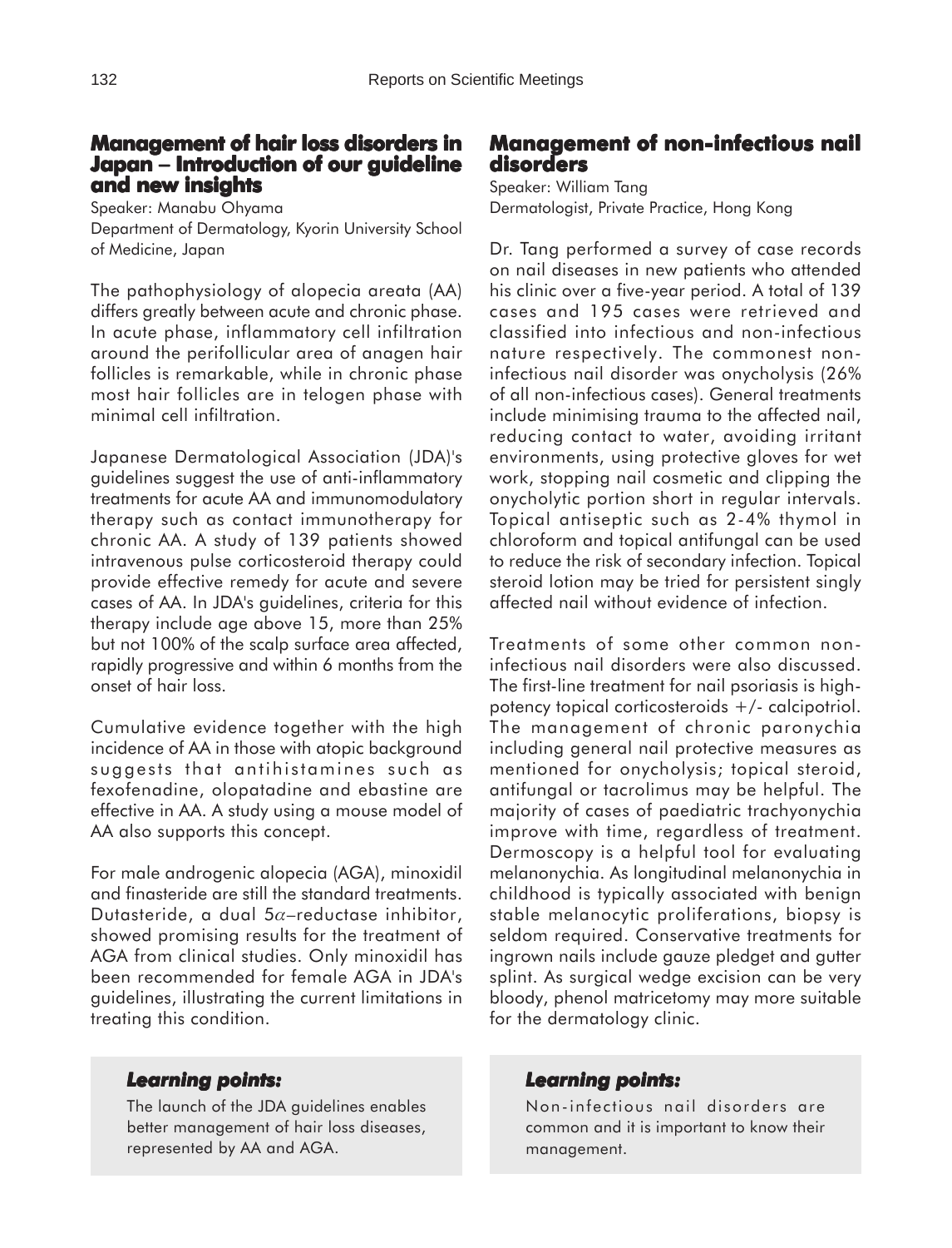## Management of hair loss disorders in Japan – Introduction of our guideline and new insights

Speaker: Manabu Ohyama
Department of Dermatology, Kyorin University School of Medicine, Japan

The pathophysiology of alopecia areata (AA) differs greatly between acute and chronic phase. In acute phase, inflammatory cell infiltration around the perifollicular area of anagen hair follicles is remarkable, while in chronic phase most hair follicles are in telogen phase with minimal cell infiltration.

Japanese Dermatological Association (JDA)'s guidelines suggest the use of anti-inflammatory treatments for acute AA and immunomodulatory therapy such as contact immunotherapy for chronic AA. A study of 139 patients showed intravenous pulse corticosteroid therapy could provide effective remedy for acute and severe cases of AA. In JDA's guidelines, criteria for this therapy include age above 15, more than 25% but not 100% of the scalp surface area affected, rapidly progressive and within 6 months from the onset of hair loss.

Cumulative evidence together with the high incidence of AA in those with atopic background suggests that antihistamines such as fexofenadine, olopatadine and ebastine are effective in AA. A study using a mouse model of AA also supports this concept.

For male androgenic alopecia (AGA), minoxidil and finasteride are still the standard treatments. Dutasteride, a dual $5\alpha$–reductase inhibitor, showed promising results for the treatment of AGA from clinical studies. Only minoxidil has been recommended for female AGA in JDA's guidelines, illustrating the current limitations in treating this condition.

### *Learning points:*

The launch of the JDA guidelines enables better management of hair loss diseases, represented by AA and AGA.

## Management of non-infectious nail disorders

Speaker: William Tang
Dermatologist, Private Practice, Hong Kong

Dr. Tang performed a survey of case records on nail diseases in new patients who attended his clinic over a five-year period. A total of 139 cases and 195 cases were retrieved and classified into infectious and non-infectious nature respectively. The commonest non-infectious nail disorder was onycholysis (26% of all non-infectious cases). General treatments include minimising trauma to the affected nail, reducing contact to water, avoiding irritant environments, using protective gloves for wet work, stopping nail cosmetic and clipping the onycholytic portion short in regular intervals. Topical antiseptic such as 2-4% thymol in chloroform and topical antifungal can be used to reduce the risk of secondary infection. Topical steroid lotion may be tried for persistent singly affected nail without evidence of infection.

Treatments of some other common non-infectious nail disorders were also discussed. The first-line treatment for nail psoriasis is high-potency topical corticosteroids +/- calcipotriol. The management of chronic paronychia including general nail protective measures as mentioned for onycholysis; topical steroid, antifungal or tacrolimus may be helpful. The majority of cases of paediatric trachyonychia improve with time, regardless of treatment. Dermoscopy is a helpful tool for evaluating melanonychia. As longitudinal melanonychia in childhood is typically associated with benign stable melanocytic proliferations, biopsy is seldom required. Conservative treatments for ingrown nails include gauze pledget and gutter splint. As surgical wedge excision can be very bloody, phenol matricetomy may more suitable for the dermatology clinic.

### *Learning points:*

Non-infectious nail disorders are common and it is important to know their management.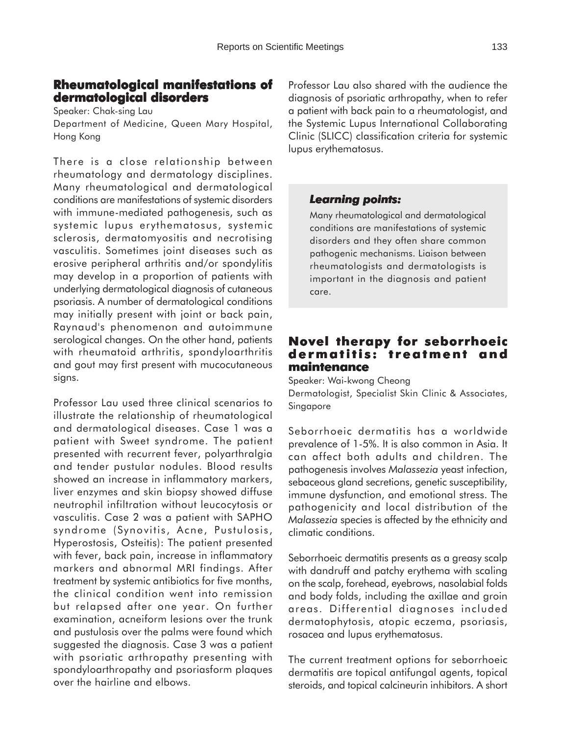## Rheumatological manifestations of dermatological disorders

Speaker: Chak-sing Lau

Department of Medicine, Queen Mary Hospital, Hong Kong

There is a close relationship between rheumatology and dermatology disciplines. Many rheumatological and dermatological conditions are manifestations of systemic disorders with immune-mediated pathogenesis, such as systemic lupus erythematosus, systemic sclerosis, dermatomyositis and necrotising vasculitis. Sometimes joint diseases such as erosive peripheral arthritis and/or spondylitis may develop in a proportion of patients with underlying dermatological diagnosis of cutaneous psoriasis. A number of dermatological conditions may initially present with joint or back pain, Raynaud's phenomenon and autoimmune serological changes. On the other hand, patients with rheumatoid arthritis, spondyloarthritis and gout may first present with mucocutaneous signs.

Professor Lau used three clinical scenarios to illustrate the relationship of rheumatological and dermatological diseases. Case 1 was a patient with Sweet syndrome. The patient presented with recurrent fever, polyarthralgia and tender pustular nodules. Blood results showed an increase in inflammatory markers, liver enzymes and skin biopsy showed diffuse neutrophil infiltration without leucocytosis or vasculitis. Case 2 was a patient with SAPHO syndrome (Synovitis, Acne, Pustulosis, Hyperostosis, Osteitis): The patient presented with fever, back pain, increase in inflammatory markers and abnormal MRI findings. After treatment by systemic antibiotics for five months, the clinical condition went into remission but relapsed after one year. On further examination, acneiform lesions over the trunk and pustulosis over the palms were found which suggested the diagnosis. Case 3 was a patient with psoriatic arthropathy presenting with spondyloarthropathy and psoriasform plaques over the hairline and elbows.

Professor Lau also shared with the audience the diagnosis of psoriatic arthropathy, when to refer a patient with back pain to a rheumatologist, and the Systemic Lupus International Collaborating Clinic (SLICC) classification criteria for systemic lupus erythematosus.

> ***Learning points:***
>
> Many rheumatological and dermatological conditions are manifestations of systemic disorders and they often share common pathogenic mechanisms. Liaison between rheumatologists and dermatologists is important in the diagnosis and patient care.

## Novel therapy for seborrhoeic dermatitis: treatment and maintenance

Speaker: Wai-kwong Cheong

Dermatologist, Specialist Skin Clinic & Associates, Singapore

Seborrhoeic dermatitis has a worldwide prevalence of 1-5%. It is also common in Asia. It can affect both adults and children. The pathogenesis involves *Malassezia* yeast infection, sebaceous gland secretions, genetic susceptibility, immune dysfunction, and emotional stress. The pathogenicity and local distribution of the *Malassezia* species is affected by the ethnicity and climatic conditions.

Seborrhoeic dermatitis presents as a greasy scalp with dandruff and patchy erythema with scaling on the scalp, forehead, eyebrows, nasolabial folds and body folds, including the axillae and groin areas. Differential diagnoses included dermatophytosis, atopic eczema, psoriasis, rosacea and lupus erythematosus.

The current treatment options for seborrhoeic dermatitis are topical antifungal agents, topical steroids, and topical calcineurin inhibitors. A short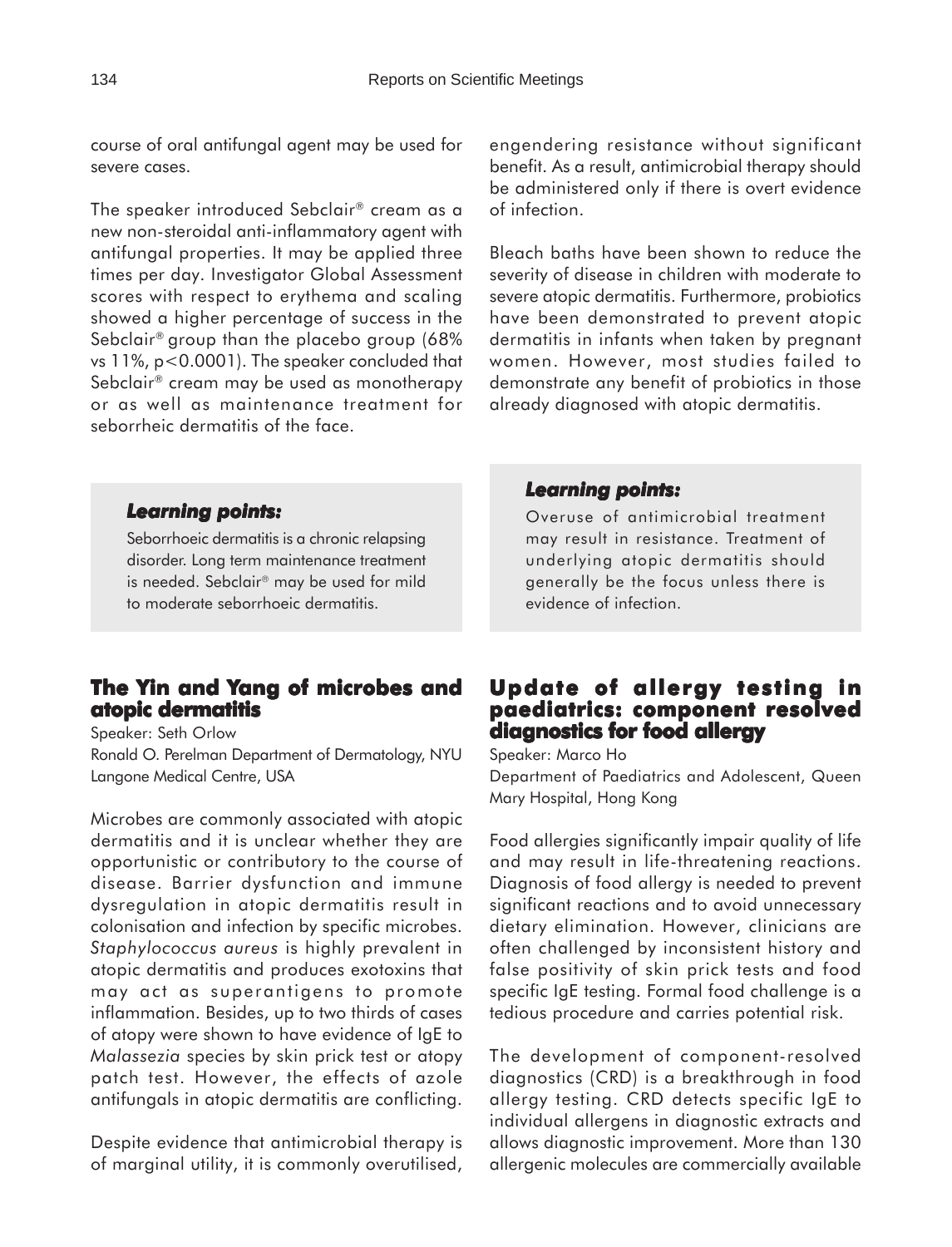course of oral antifungal agent may be used for severe cases.

The speaker introduced Sebclair® cream as a new non-steroidal anti-inflammatory agent with antifungal properties. It may be applied three times per day. Investigator Global Assessment scores with respect to erythema and scaling showed a higher percentage of success in the Sebclair® group than the placebo group (68% vs 11%, $p<0.0001$). The speaker concluded that Sebclair® cream may be used as monotherapy or as well as maintenance treatment for seborrheic dermatitis of the face.

> ***Learning points:***
>
> Seborrhoeic dermatitis is a chronic relapsing disorder. Long term maintenance treatment is needed. Sebclair® may be used for mild to moderate seborrhoeic dermatitis.

## The Yin and Yang of microbes and atopic dermatitis

Speaker: Seth Orlow

Ronald O. Perelman Department of Dermatology, NYU Langone Medical Centre, USA

Microbes are commonly associated with atopic dermatitis and it is unclear whether they are opportunistic or contributory to the course of disease. Barrier dysfunction and immune dysregulation in atopic dermatitis result in colonisation and infection by specific microbes. *Staphylococcus aureus* is highly prevalent in atopic dermatitis and produces exotoxins that may act as superantigens to promote inflammation. Besides, up to two thirds of cases of atopy were shown to have evidence of IgE to *Malassezia* species by skin prick test or atopy patch test. However, the effects of azole antifungals in atopic dermatitis are conflicting.

Despite evidence that antimicrobial therapy is of marginal utility, it is commonly overutilised, engendering resistance without significant benefit. As a result, antimicrobial therapy should be administered only if there is overt evidence of infection.

Bleach baths have been shown to reduce the severity of disease in children with moderate to severe atopic dermatitis. Furthermore, probiotics have been demonstrated to prevent atopic dermatitis in infants when taken by pregnant women. However, most studies failed to demonstrate any benefit of probiotics in those already diagnosed with atopic dermatitis.

> ***Learning points:***
>
> Overuse of antimicrobial treatment may result in resistance. Treatment of underlying atopic dermatitis should generally be the focus unless there is evidence of infection.

## Update of allergy testing in paediatrics: component resolved diagnostics for food allergy

Speaker: Marco Ho

Department of Paediatrics and Adolescent, Queen Mary Hospital, Hong Kong

Food allergies significantly impair quality of life and may result in life-threatening reactions. Diagnosis of food allergy is needed to prevent significant reactions and to avoid unnecessary dietary elimination. However, clinicians are often challenged by inconsistent history and false positivity of skin prick tests and food specific IgE testing. Formal food challenge is a tedious procedure and carries potential risk.

The development of component-resolved diagnostics (CRD) is a breakthrough in food allergy testing. CRD detects specific IgE to individual allergens in diagnostic extracts and allows diagnostic improvement. More than 130 allergenic molecules are commercially available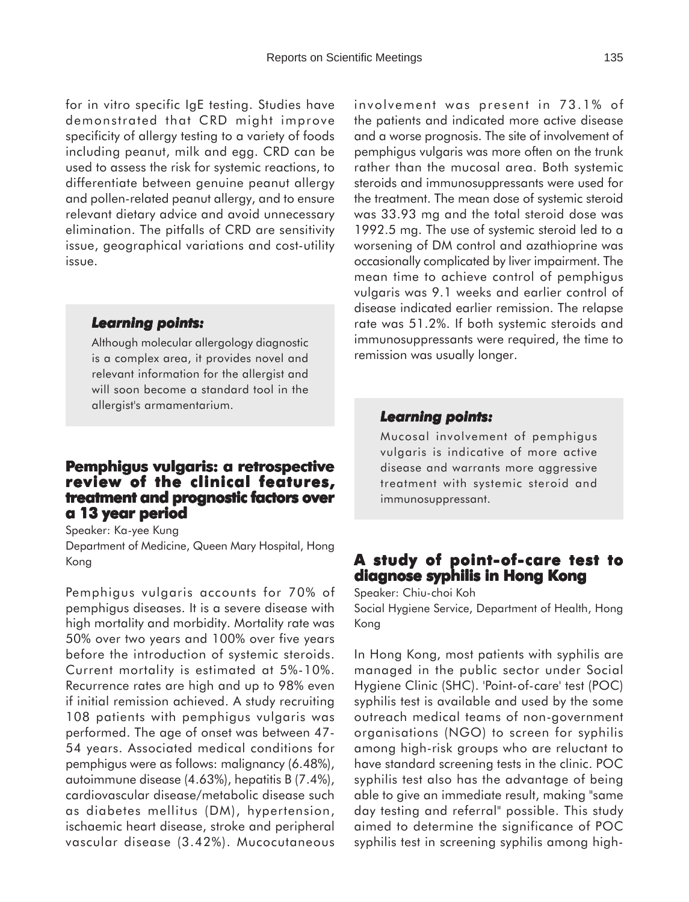for in vitro specific IgE testing. Studies have demonstrated that CRD might improve specificity of allergy testing to a variety of foods including peanut, milk and egg. CRD can be used to assess the risk for systemic reactions, to differentiate between genuine peanut allergy and pollen-related peanut allergy, and to ensure relevant dietary advice and avoid unnecessary elimination. The pitfalls of CRD are sensitivity issue, geographical variations and cost-utility issue.

> ***Learning points:***
>
> Although molecular allergology diagnostic is a complex area, it provides novel and relevant information for the allergist and will soon become a standard tool in the allergist's armamentarium.

## Pemphigus vulgaris: a retrospective review of the clinical features, treatment and prognostic factors over a 13 year period

Speaker: Ka-yee Kung

Department of Medicine, Queen Mary Hospital, Hong Kong

Pemphigus vulgaris accounts for 70% of pemphigus diseases. It is a severe disease with high mortality and morbidity. Mortality rate was 50% over two years and 100% over five years before the introduction of systemic steroids. Current mortality is estimated at 5%-10%. Recurrence rates are high and up to 98% even if initial remission achieved. A study recruiting 108 patients with pemphigus vulgaris was performed. The age of onset was between 47-54 years. Associated medical conditions for pemphigus were as follows: malignancy (6.48%), autoimmune disease (4.63%), hepatitis B (7.4%), cardiovascular disease/metabolic disease such as diabetes mellitus (DM), hypertension, ischaemic heart disease, stroke and peripheral vascular disease (3.42%). Mucocutaneous involvement was present in 73.1% of the patients and indicated more active disease and a worse prognosis. The site of involvement of pemphigus vulgaris was more often on the trunk rather than the mucosal area. Both systemic steroids and immunosuppressants were used for the treatment. The mean dose of systemic steroid was 33.93 mg and the total steroid dose was 1992.5 mg. The use of systemic steroid led to a worsening of DM control and azathioprine was occasionally complicated by liver impairment. The mean time to achieve control of pemphigus vulgaris was 9.1 weeks and earlier control of disease indicated earlier remission. The relapse rate was 51.2%. If both systemic steroids and immunosuppressants were required, the time to remission was usually longer.

> ***Learning points:***
>
> Mucosal involvement of pemphigus vulgaris is indicative of more active disease and warrants more aggressive treatment with systemic steroid and immunosuppressant.

## A study of point-of-care test to diagnose syphilis in Hong Kong

Speaker: Chiu-choi Koh

Social Hygiene Service, Department of Health, Hong Kong

In Hong Kong, most patients with syphilis are managed in the public sector under Social Hygiene Clinic (SHC). 'Point-of-care' test (POC) syphilis test is available and used by the some outreach medical teams of non-government organisations (NGO) to screen for syphilis among high-risk groups who are reluctant to have standard screening tests in the clinic. POC syphilis test also has the advantage of being able to give an immediate result, making "same day testing and referral" possible. This study aimed to determine the significance of POC syphilis test in screening syphilis among high-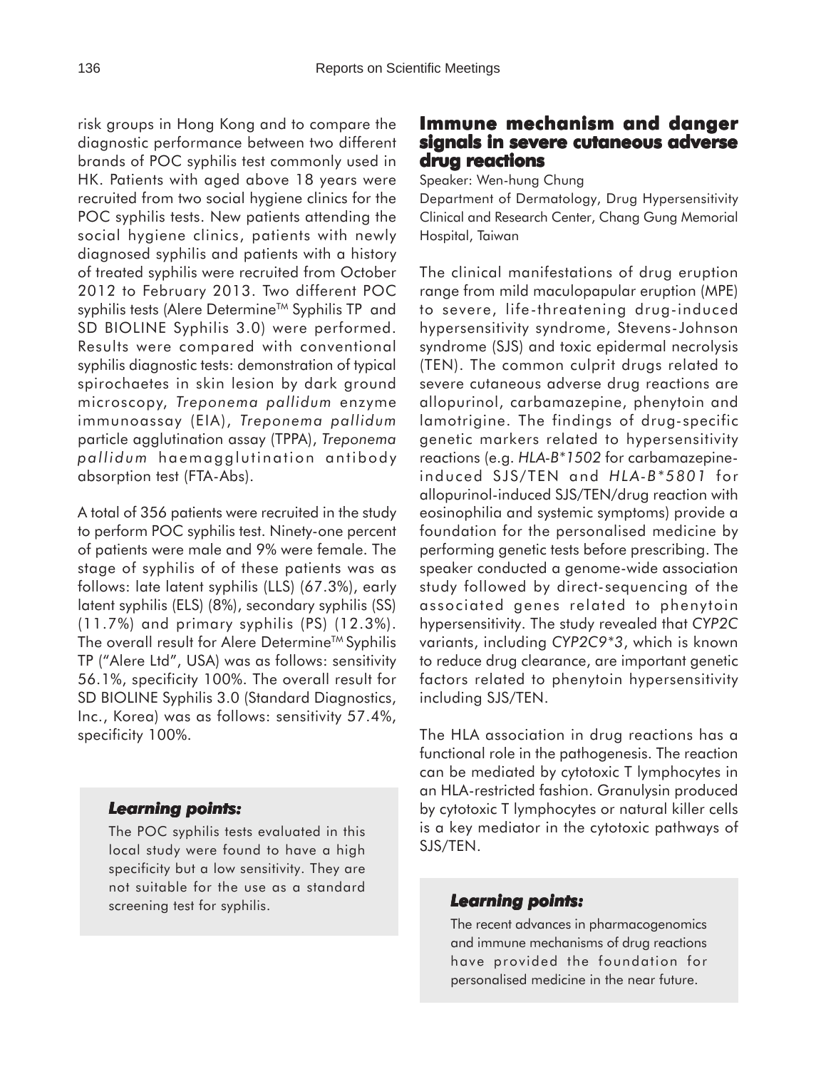risk groups in Hong Kong and to compare the diagnostic performance between two different brands of POC syphilis test commonly used in HK. Patients with aged above 18 years were recruited from two social hygiene clinics for the POC syphilis tests. New patients attending the social hygiene clinics, patients with newly diagnosed syphilis and patients with a history of treated syphilis were recruited from October 2012 to February 2013. Two different POC syphilis tests (Alere Determine™ Syphilis TP and SD BIOLINE Syphilis 3.0) were performed. Results were compared with conventional syphilis diagnostic tests: demonstration of typical spirochaetes in skin lesion by dark ground microscopy, *Treponema pallidum* enzyme immunoassay (EIA), *Treponema pallidum* particle agglutination assay (TPPA), *Treponema pallidum* haemagglutination antibody absorption test (FTA-Abs).

A total of 356 patients were recruited in the study to perform POC syphilis test. Ninety-one percent of patients were male and 9% were female. The stage of syphilis of of these patients was as follows: late latent syphilis (LLS) (67.3%), early latent syphilis (ELS) (8%), secondary syphilis (SS) (11.7%) and primary syphilis (PS) (12.3%). The overall result for Alere Determine™ Syphilis TP ("Alere Ltd", USA) was as follows: sensitivity 56.1%, specificity 100%. The overall result for SD BIOLINE Syphilis 3.0 (Standard Diagnostics, Inc., Korea) was as follows: sensitivity 57.4%, specificity 100%.

> ***Learning points:***
>
> The POC syphilis tests evaluated in this local study were found to have a high specificity but a low sensitivity. They are not suitable for the use as a standard screening test for syphilis.

## Immune mechanism and danger signals in severe cutaneous adverse drug reactions

Speaker: Wen-hung Chung

Department of Dermatology, Drug Hypersensitivity Clinical and Research Center, Chang Gung Memorial Hospital, Taiwan

The clinical manifestations of drug eruption range from mild maculopapular eruption (MPE) to severe, life-threatening drug-induced hypersensitivity syndrome, Stevens-Johnson syndrome (SJS) and toxic epidermal necrolysis (TEN). The common culprit drugs related to severe cutaneous adverse drug reactions are allopurinol, carbamazepine, phenytoin and lamotrigine. The findings of drug-specific genetic markers related to hypersensitivity reactions (e.g. *HLA-B\*1502* for carbamazepine-induced SJS/TEN and *HLA-B\*5801* for allopurinol-induced SJS/TEN/drug reaction with eosinophilia and systemic symptoms) provide a foundation for the personalised medicine by performing genetic tests before prescribing. The speaker conducted a genome-wide association study followed by direct-sequencing of the associated genes related to phenytoin hypersensitivity. The study revealed that *CYP2C* variants, including *CYP2C9\*3*, which is known to reduce drug clearance, are important genetic factors related to phenytoin hypersensitivity including SJS/TEN.

The HLA association in drug reactions has a functional role in the pathogenesis. The reaction can be mediated by cytotoxic T lymphocytes in an HLA-restricted fashion. Granulysin produced by cytotoxic T lymphocytes or natural killer cells is a key mediator in the cytotoxic pathways of SJS/TEN.

> ***Learning points:***
>
> The recent advances in pharmacogenomics and immune mechanisms of drug reactions have provided the foundation for personalised medicine in the near future.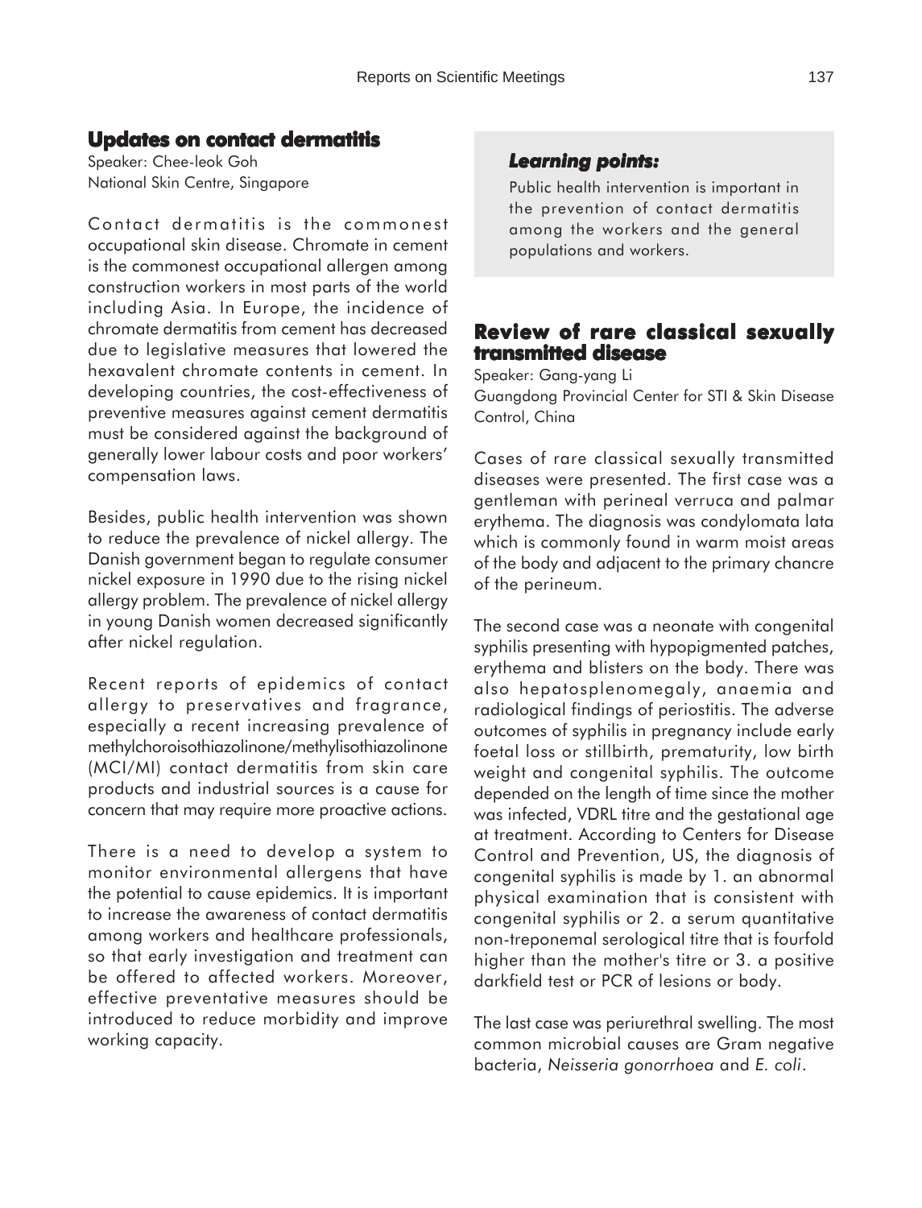## Updates on contact dermatitis

Speaker: Chee-leok Goh
National Skin Centre, Singapore

Contact dermatitis is the commonest occupational skin disease. Chromate in cement is the commonest occupational allergen among construction workers in most parts of the world including Asia. In Europe, the incidence of chromate dermatitis from cement has decreased due to legislative measures that lowered the hexavalent chromate contents in cement. In developing countries, the cost-effectiveness of preventive measures against cement dermatitis must be considered against the background of generally lower labour costs and poor workers' compensation laws.

Besides, public health intervention was shown to reduce the prevalence of nickel allergy. The Danish government began to regulate consumer nickel exposure in 1990 due to the rising nickel allergy problem. The prevalence of nickel allergy in young Danish women decreased significantly after nickel regulation.

Recent reports of epidemics of contact allergy to preservatives and fragrance, especially a recent increasing prevalence of methylchoroisothiazolinone/methylisothiazolinone (MCI/MI) contact dermatitis from skin care products and industrial sources is a cause for concern that may require more proactive actions.

There is a need to develop a system to monitor environmental allergens that have the potential to cause epidemics. It is important to increase the awareness of contact dermatitis among workers and healthcare professionals, so that early investigation and treatment can be offered to affected workers. Moreover, effective preventative measures should be introduced to reduce morbidity and improve working capacity.

### *Learning points:*

Public health intervention is important in the prevention of contact dermatitis among the workers and the general populations and workers.

## Review of rare classical sexually transmitted disease

Speaker: Gang-yang Li
Guangdong Provincial Center for STI & Skin Disease Control, China

Cases of rare classical sexually transmitted diseases were presented. The first case was a gentleman with perineal verruca and palmar erythema. The diagnosis was condylomata lata which is commonly found in warm moist areas of the body and adjacent to the primary chancre of the perineum.

The second case was a neonate with congenital syphilis presenting with hypopigmented patches, erythema and blisters on the body. There was also hepatosplenomegaly, anaemia and radiological findings of periostitis. The adverse outcomes of syphilis in pregnancy include early foetal loss or stillbirth, prematurity, low birth weight and congenital syphilis. The outcome depended on the length of time since the mother was infected, VDRL titre and the gestational age at treatment. According to Centers for Disease Control and Prevention, US, the diagnosis of congenital syphilis is made by 1. an abnormal physical examination that is consistent with congenital syphilis or 2. a serum quantitative non-treponemal serological titre that is fourfold higher than the mother's titre or 3. a positive darkfield test or PCR of lesions or body.

The last case was periurethral swelling. The most common microbial causes are Gram negative bacteria, *Neisseria gonorrhoea* and *E. coli*.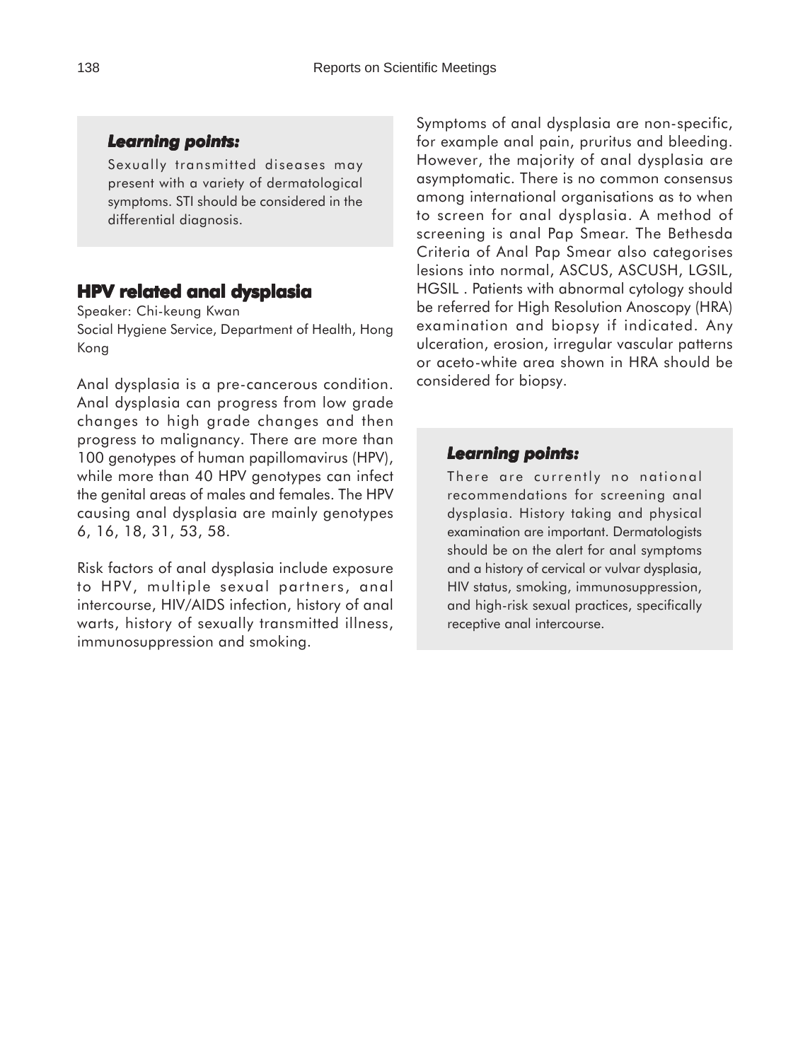***Learning points:***

Sexually transmitted diseases may present with a variety of dermatological symptoms. STI should be considered in the differential diagnosis.

## HPV related anal dysplasia

Speaker: Chi-keung Kwan

Social Hygiene Service, Department of Health, Hong Kong

Anal dysplasia is a pre-cancerous condition. Anal dysplasia can progress from low grade changes to high grade changes and then progress to malignancy. There are more than 100 genotypes of human papillomavirus (HPV), while more than 40 HPV genotypes can infect the genital areas of males and females. The HPV causing anal dysplasia are mainly genotypes 6, 16, 18, 31, 53, 58.

Risk factors of anal dysplasia include exposure to HPV, multiple sexual partners, anal intercourse, HIV/AIDS infection, history of anal warts, history of sexually transmitted illness, immunosuppression and smoking.

Symptoms of anal dysplasia are non-specific, for example anal pain, pruritus and bleeding. However, the majority of anal dysplasia are asymptomatic. There is no common consensus among international organisations as to when to screen for anal dysplasia. A method of screening is anal Pap Smear. The Bethesda Criteria of Anal Pap Smear also categorises lesions into normal, ASCUS, ASCUSH, LGSIL, HGSIL . Patients with abnormal cytology should be referred for High Resolution Anoscopy (HRA) examination and biopsy if indicated. Any ulceration, erosion, irregular vascular patterns or aceto-white area shown in HRA should be considered for biopsy.

***Learning points:***

There are currently no national recommendations for screening anal dysplasia. History taking and physical examination are important. Dermatologists should be on the alert for anal symptoms and a history of cervical or vulvar dysplasia, HIV status, smoking, immunosuppression, and high-risk sexual practices, specifically receptive anal intercourse.